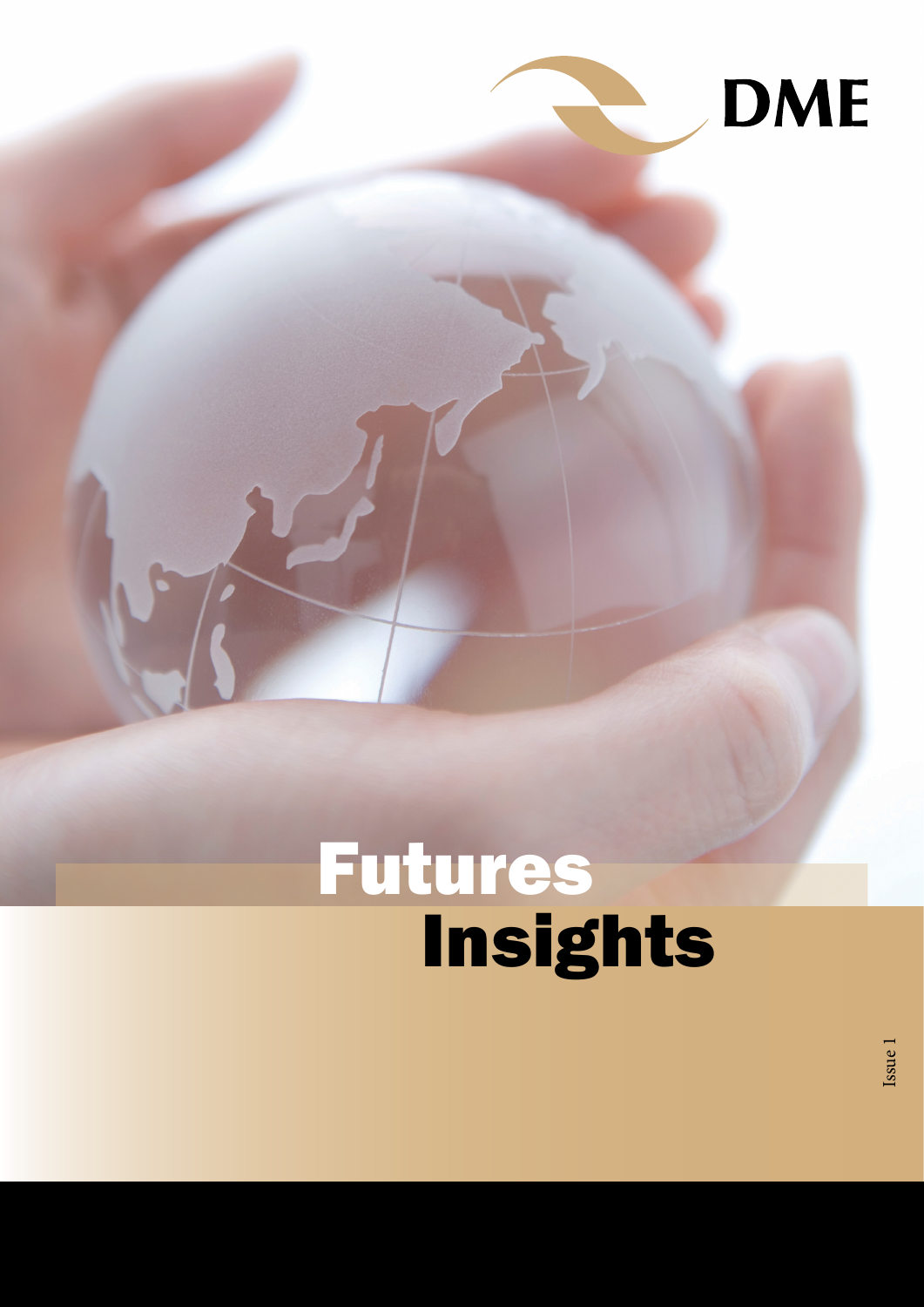DME

# Futures Insights

Issue 1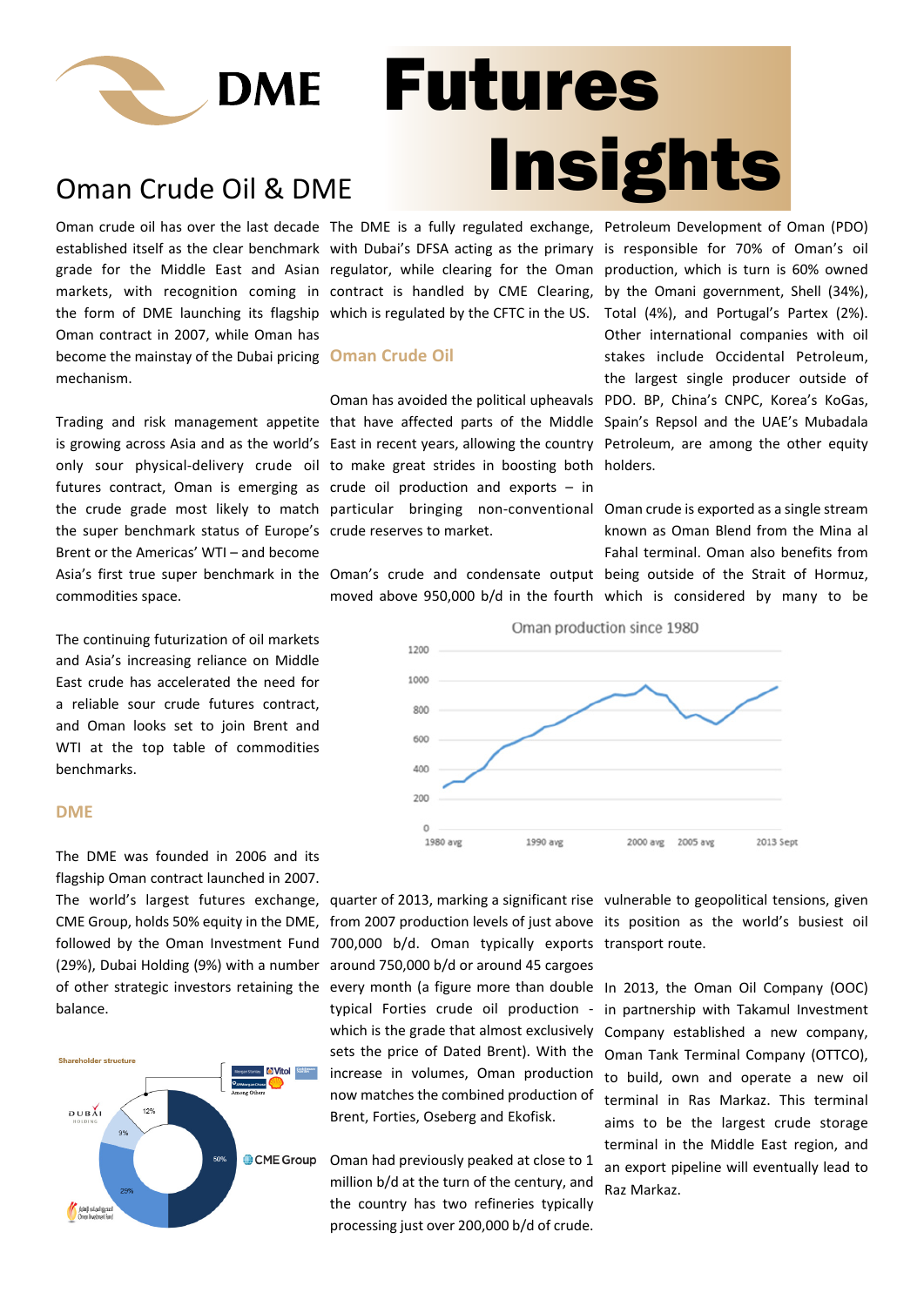# DME Futures Insights

## Oman Crude Oil & DME

Oman crude oil has over the last decade established itself as the clear benchmark grade for the Middle East and Asian markets, with recognition coming in the form of DME launching its flagship Oman contract in 2007, while Oman has become the mainstay of the Dubai pricing mechanism.

Trading and risk management appetite is growing across Asia and as the world's only sour physical-delivery crude oil futures contract, Oman is emerging as the crude grade most likely to match the super benchmark status of Europe's Brent or the Americas' WTI – and become Asia's first true super benchmark in the commodities space.

The continuing futurization of oil markets and Asia's increasing reliance on Middle East crude has accelerated the need for a reliable sour crude futures contract, and Oman looks set to join Brent and WTI at the top table of commodities benchmarks.

### DME

The DME was founded in 2006 and its flagship Oman contract launched in 2007. The world's largest futures exchange, CME Group, holds 50% equity in the DME, followed by the Oman Investment Fund (29%), Dubai Holding (9%) with a number of other strategic investors retaining the balance.

Shareholder structure

The DME is a fully regulated exchange, with Dubai's DFSA acting as the primary regulator, while clearing for the Oman contract is handled by CME Clearing, which is regulated by the CFTC in the US.

### Oman Crude Oil

Oman has avoided the political upheavals that have affected parts of the Middle East in recent years, allowing the country to make great strides in boosting both crude oil production and exports – in particular bringing non-conventional crude reserves to market.

Oman's crude and condensate output moved above 950,000 b/d in the fourth quarter of 2013, marking a significant rise from 2007 production levels of just above 700,000 b/d. Oman typically exports around 750,000 b/d or around 45 cargoes every month (a figure more than double typical Forties crude oil production - which is the grade that almost exclusively sets the price of Dated Brent). With the increase in volumes, Oman production now matches the combined production of Brent, Forties, Oseberg and Ekofisk.

Oman had previously peaked at close to 1 million b/d at the turn of the century, and the country has two refineries typically processing just over 200,000 b/d of crude.

Oman production since 1980

Petroleum Development of Oman (PDO) is responsible for 70% of Oman's oil production, which is turn is 60% owned by the Omani government, Shell (34%), Total (4%), and Portugal's Partex (2%). Other international companies with oil stakes include Occidental Petroleum, the largest single producer outside of PDO. BP, China's CNPC, Korea's KoGas, Spain's Repsol and the UAE's Mubadala Petroleum, are among the other equity holders.

Oman crude is exported as a single stream known as Oman Blend from the Mina al Fahal terminal. Oman also benefits from being outside of the Strait of Hormuz, which is considered by many to be vulnerable to geopolitical tensions, given its position as the world's busiest oil transport route.

In 2013, the Oman Oil Company (OOC) in partnership with Takamul Investment Company established a new company, Oman Tank Terminal Company (OTTCO), to build, own and operate a new oil terminal in Ras Markaz. This terminal aims to be the largest crude storage terminal in the Middle East region, and an export pipeline will eventually lead to Raz Markaz.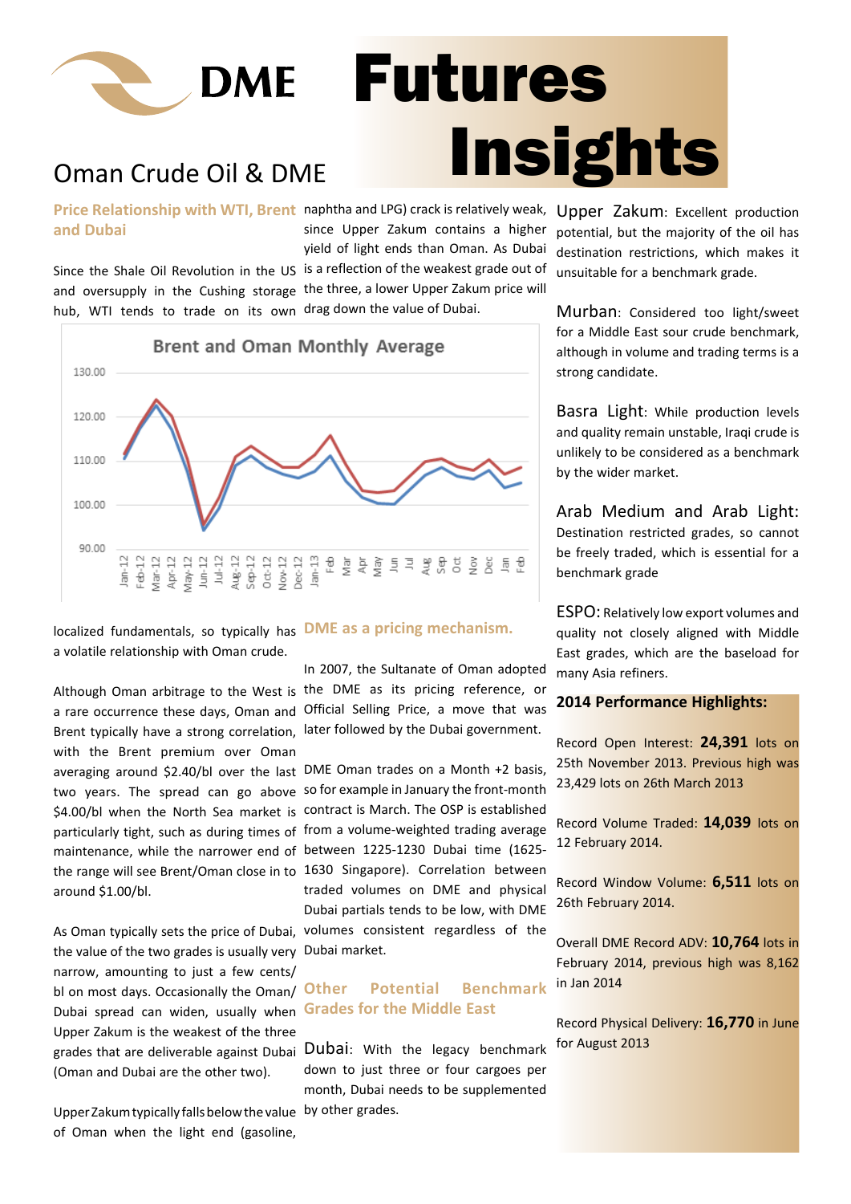# DME Futures Insights

## Oman Crude Oil & DME

### Price Relationship with WTI, Brent and Dubai

Since the Shale Oil Revolution in the US and oversupply in the Cushing storage hub, WTI tends to trade on its own localized fundamentals, so typically has a volatile relationship with Oman crude.

Although Oman arbitrage to the West is a rare occurrence these days, Oman and Brent typically have a strong correlation, with the Brent premium over Oman averaging around $2.40/bl over the last two years. The spread can go above $4.00/bl when the North Sea market is particularly tight, such as during times of maintenance, while the narrower end of the range will see Brent/Oman close in to around $1.00/bl.

As Oman typically sets the price of Dubai, the value of the two grades is usually very narrow, amounting to just a few cents/bl on most days. Occasionally the Oman/Dubai spread can widen, usually when Upper Zakum is the weakest of the three grades that are deliverable against Dubai (Oman and Dubai are the other two).

Upper Zakum typically falls below the value of Oman when the light end (gasoline, naphtha and LPG) crack is relatively weak, since Upper Zakum contains a higher yield of light ends than Oman. As Dubai is a reflection of the weakest grade out of the three, a lower Upper Zakum price will drag down the value of Dubai.

**Brent and Oman Monthly Average**

### DME as a pricing mechanism.

In 2007, the Sultanate of Oman adopted the DME as its pricing reference, or Official Selling Price, a move that was later followed by the Dubai government.

DME Oman trades on a Month +2 basis, so for example in January the front-month contract is March. The OSP is established from a volume-weighted trading average between 1225-1230 Dubai time (1625-1630 Singapore). Correlation between traded volumes on DME and physical Dubai partials tends to be low, with DME volumes consistent regardless of the Dubai market.

### Other Potential Benchmark Grades for the Middle East

**Dubai**: With the legacy benchmark down to just three or four cargoes per month, Dubai needs to be supplemented by other grades.

**Upper Zakum**: Excellent production potential, but the majority of the oil has destination restrictions, which makes it unsuitable for a benchmark grade.

**Murban**: Considered too light/sweet for a Middle East sour crude benchmark, although in volume and trading terms is a strong candidate.

**Basra Light**: While production levels and quality remain unstable, Iraqi crude is unlikely to be considered as a benchmark by the wider market.

**Arab Medium and Arab Light**: Destination restricted grades, so cannot be freely traded, which is essential for a benchmark grade

**ESPO**: Relatively low export volumes and quality not closely aligned with Middle East grades, which are the baseload for many Asia refiners.

### 2014 Performance Highlights:

Record Open Interest: **24,391** lots on 25th November 2013. Previous high was 23,429 lots on 26th March 2013

Record Volume Traded: **14,039** lots on 12 February 2014.

Record Window Volume: **6,511** lots on 26th February 2014.

Overall DME Record ADV: **10,764** lots in February 2014, previous high was 8,162 in Jan 2014

Record Physical Delivery: **16,770** in June for August 2013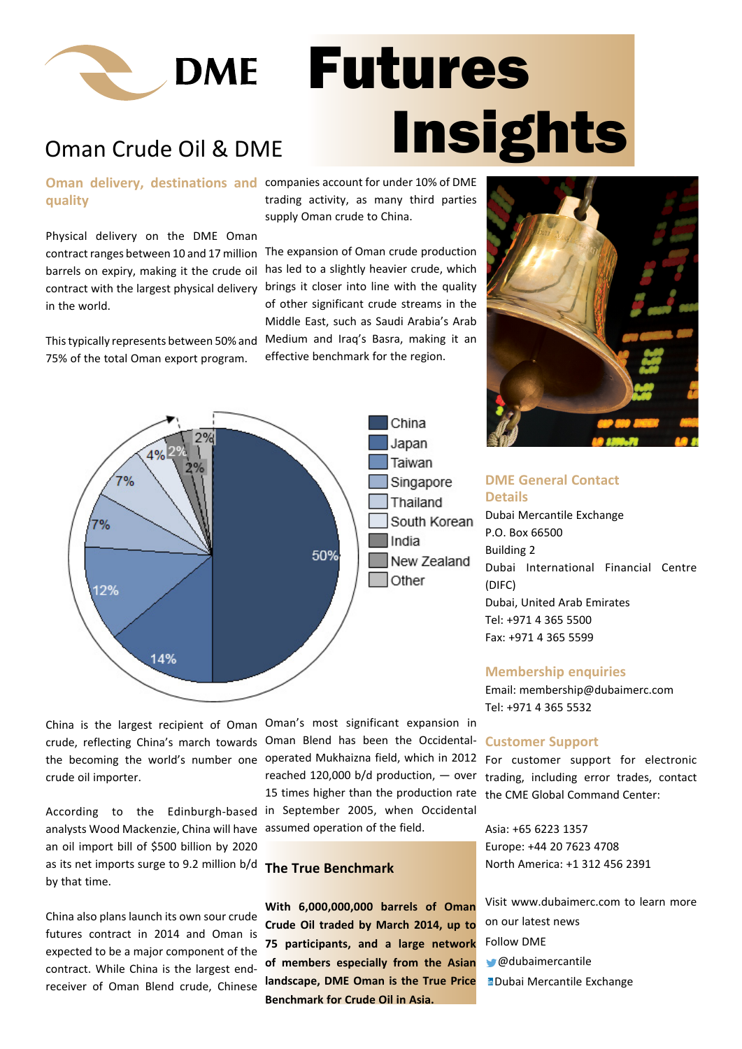# DME Futures Insights

## Oman Crude Oil & DME

### Oman delivery, destinations and quality

Physical delivery on the DME Oman contract ranges between 10 and 17 million barrels on expiry, making it the crude oil contract with the largest physical delivery in the world.

This typically represents between 50% and 75% of the total Oman export program.

companies account for under 10% of DME trading activity, as many third parties supply Oman crude to China.

The expansion of Oman crude production has led to a slightly heavier crude, which brings it closer into line with the quality of other significant crude streams in the Middle East, such as Saudi Arabia's Arab Medium and Iraq's Basra, making it an effective benchmark for the region.

China
Japan
Taiwan
Singapore
Thailand
South Korean
India
New Zealand
Other

50%
14%
12%
7%
7%
4%
2%
2%
2%

China is the largest recipient of Oman crude, reflecting China's march towards the becoming the world's number one crude oil importer.

According to the Edinburgh-based analysts Wood Mackenzie, China will have an oil import bill of $500 billion by 2020 as its net imports surge to 9.2 million b/d by that time.

China also plans launch its own sour crude futures contract in 2014 and Oman is expected to be a major component of the contract. While China is the largest end-receiver of Oman Blend crude, Chinese

Oman's most significant expansion in Oman Blend has been the Occidental-operated Mukhaizna field, which in 2012 reached 120,000 b/d production, — over 15 times higher than the production rate in September 2005, when Occidental assumed operation of the field.

### The True Benchmark

**With 6,000,000,000 barrels of Oman Crude Oil traded by March 2014, up to 75 participants, and a large network of members especially from the Asian landscape, DME Oman is the True Price Benchmark for Crude Oil in Asia.**

### DME General Contact Details

Dubai Mercantile Exchange
P.O. Box 66500
Building 2
Dubai International Financial Centre (DIFC)
Dubai, United Arab Emirates
Tel: +971 4 365 5500
Fax: +971 4 365 5599

### Membership enquiries

Email: membership@dubaimerc.com
Tel: +971 4 365 5532

### Customer Support

For customer support for electronic trading, including error trades, contact the CME Global Command Center:

Asia: +65 6223 1357
Europe: +44 20 7623 4708
North America: +1 312 456 2391

Visit www.dubaimerc.com to learn more on our latest news

Follow DME
@dubaimercantile
Dubai Mercantile Exchange